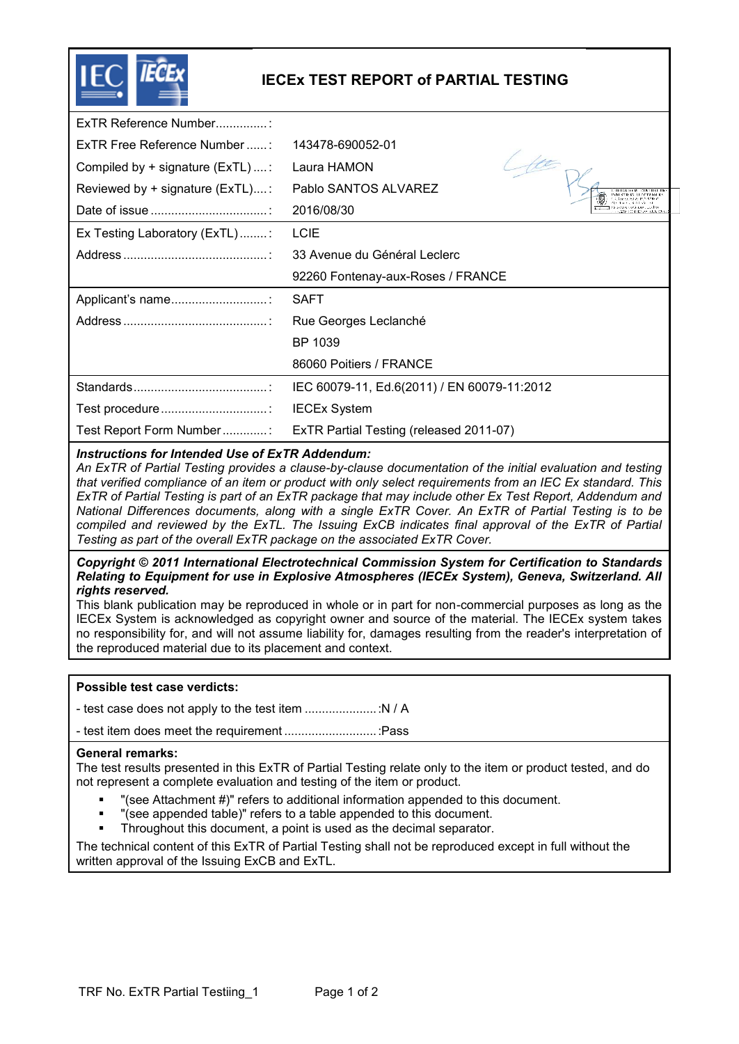# IECEx TEST REPORT of PARTIAL TESTING

| | |
|---|---|
| ExTR Reference Number............... : | |
| ExTR Free Reference Number ...... : | 143478-690052-01 |
| Compiled by + signature (ExTL) .... : | Laura HAMON |
| Reviewed by + signature (ExTL).... : | Pablo SANTOS ALVAREZ |
| Date of issue .................................. : | 2016/08/30 |
| Ex Testing Laboratory (ExTL) ........ : | LCIE |
| Address .......................................... : | 33 Avenue du Général Leclerc |
| | 92260 Fontenay-aux-Roses / FRANCE |
| Applicant's name............................ : | SAFT |
| Address .......................................... : | Rue Georges Leclanché |
| | BP 1039 |
| | 86060 Poitiers / FRANCE |
| Standards....................................... : | IEC 60079-11, Ed.6(2011) / EN 60079-11:2012 |
| Test procedure ............................... : | IECEx System |
| Test Report Form Number ............. : | ExTR Partial Testing (released 2011-07) |

***Instructions for Intended Use of ExTR Addendum:***

*An ExTR of Partial Testing provides a clause-by-clause documentation of the initial evaluation and testing that verified compliance of an item or product with only select requirements from an IEC Ex standard. This ExTR of Partial Testing is part of an ExTR package that may include other Ex Test Report, Addendum and National Differences documents, along with a single ExTR Cover. An ExTR of Partial Testing is to be compiled and reviewed by the ExTL. The Issuing ExCB indicates final approval of the ExTR of Partial Testing as part of the overall ExTR package on the associated ExTR Cover.*

***Copyright © 2011 International Electrotechnical Commission System for Certification to Standards Relating to Equipment for use in Explosive Atmospheres (IECEx System), Geneva, Switzerland. All rights reserved.***

This blank publication may be reproduced in whole or in part for non-commercial purposes as long as the IECEx System is acknowledged as copyright owner and source of the material. The IECEx system takes no responsibility for, and will not assume liability for, damages resulting from the reader's interpretation of the reproduced material due to its placement and context.

**Possible test case verdicts:**

- test case does not apply to the test item ..................... :N / A

- test item does meet the requirement ........................... :Pass

**General remarks:**

The test results presented in this ExTR of Partial Testing relate only to the item or product tested, and do not represent a complete evaluation and testing of the item or product.

- "(see Attachment #)" refers to additional information appended to this document.
- "(see appended table)" refers to a table appended to this document.
- Throughout this document, a point is used as the decimal separator.

The technical content of this ExTR of Partial Testing shall not be reproduced except in full without the written approval of the Issuing ExCB and ExTL.

TRF No. ExTR Partial Testiing_1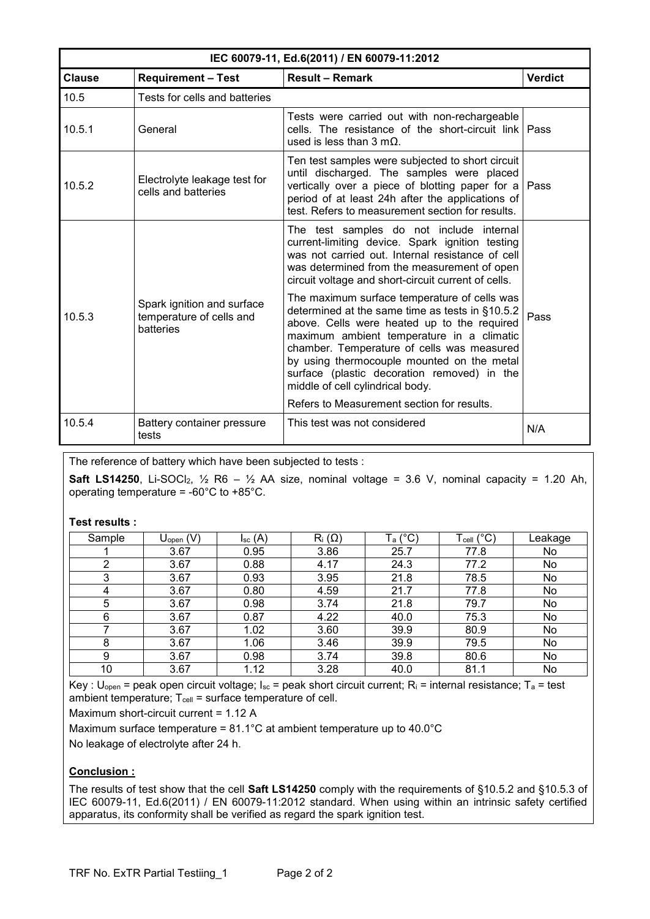| IEC 60079-11, Ed.6(2011) / EN 60079-11:2012 | | | |
|---|---|---|---|
| **Clause** | **Requirement – Test** | **Result – Remark** | **Verdict** |
| 10.5 | Tests for cells and batteries | | |
| 10.5.1 | General | Tests were carried out with non-rechargeable cells. The resistance of the short-circuit link used is less than 3 mΩ. | Pass |
| 10.5.2 | Electrolyte leakage test for cells and batteries | Ten test samples were subjected to short circuit until discharged. The samples were placed vertically over a piece of blotting paper for a period of at least 24h after the applications of test. Refers to measurement section for results. | Pass |
| 10.5.3 | Spark ignition and surface temperature of cells and batteries | The test samples do not include internal current-limiting device. Spark ignition testing was not carried out. Internal resistance of cell was determined from the measurement of open circuit voltage and short-circuit current of cells.<br><br>The maximum surface temperature of cells was determined at the same time as tests in §10.5.2 above. Cells were heated up to the required maximum ambient temperature in a climatic chamber. Temperature of cells was measured by using thermocouple mounted on the metal surface (plastic decoration removed) in the middle of cell cylindrical body.<br><br>Refers to Measurement section for results. | Pass |
| 10.5.4 | Battery container pressure tests | This test was not considered | N/A |

The reference of battery which have been subjected to tests :

**Saft LS14250**, Li-$SOCl_2$, ½ R6 – ½ AA size, nominal voltage = 3.6 V, nominal capacity = 1.20 Ah, operating temperature = -60°C to +85°C.

**Test results :**

| Sample | $U_{open}$ (V) | $I_{sc}$ (A) | $R_i$ (Ω) | $T_a$ (°C) | $T_{cell}$ (°C) | Leakage |
|---|---|---|---|---|---|---|
| 1 | 3.67 | 0.95 | 3.86 | 25.7 | 77.8 | No |
| 2 | 3.67 | 0.88 | 4.17 | 24.3 | 77.2 | No |
| 3 | 3.67 | 0.93 | 3.95 | 21.8 | 78.5 | No |
| 4 | 3.67 | 0.80 | 4.59 | 21.7 | 77.8 | No |
| 5 | 3.67 | 0.98 | 3.74 | 21.8 | 79.7 | No |
| 6 | 3.67 | 0.87 | 4.22 | 40.0 | 75.3 | No |
| 7 | 3.67 | 1.02 | 3.60 | 39.9 | 80.9 | No |
| 8 | 3.67 | 1.06 | 3.46 | 39.9 | 79.5 | No |
| 9 | 3.67 | 0.98 | 3.74 | 39.8 | 80.6 | No |
| 10 | 3.67 | 1.12 | 3.28 | 40.0 | 81.1 | No |

Key : $U_{open}$ = peak open circuit voltage; $I_{sc}$ = peak short circuit current; $R_i$ = internal resistance; $T_a$ = test ambient temperature; $T_{cell}$ = surface temperature of cell.

Maximum short-circuit current = 1.12 A

Maximum surface temperature = 81.1°C at ambient temperature up to 40.0°C

No leakage of electrolyte after 24 h.

**Conclusion :**

The results of test show that the cell **Saft LS14250** comply with the requirements of §10.5.2 and §10.5.3 of IEC 60079-11, Ed.6(2011) / EN 60079-11:2012 standard. When using within an intrinsic safety certified apparatus, its conformity shall be verified as regard the spark ignition test.